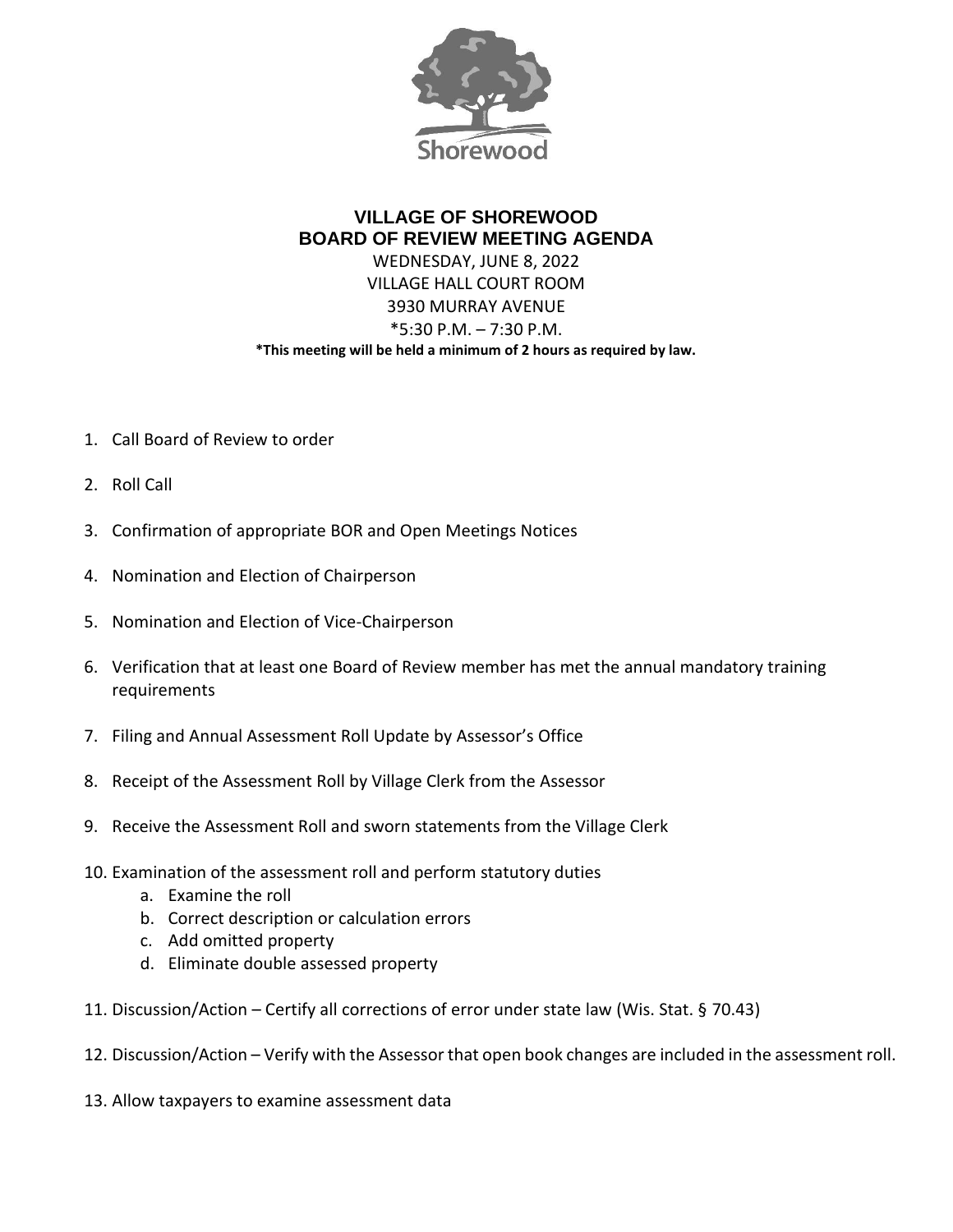Shorewood

# VILLAGE OF SHOREWOOD
## BOARD OF REVIEW MEETING AGENDA

WEDNESDAY, JUNE 8, 2022
VILLAGE HALL COURT ROOM
3930 MURRAY AVENUE
*5:30 P.M. – 7:30 P.M.

**\*This meeting will be held a minimum of 2 hours as required by law.**

1. Call Board of Review to order
2. Roll Call
3. Confirmation of appropriate BOR and Open Meetings Notices
4. Nomination and Election of Chairperson
5. Nomination and Election of Vice-Chairperson
6. Verification that at least one Board of Review member has met the annual mandatory training requirements
7. Filing and Annual Assessment Roll Update by Assessor's Office
8. Receipt of the Assessment Roll by Village Clerk from the Assessor
9. Receive the Assessment Roll and sworn statements from the Village Clerk
10. Examination of the assessment roll and perform statutory duties
    a. Examine the roll
    b. Correct description or calculation errors
    c. Add omitted property
    d. Eliminate double assessed property
11. Discussion/Action – Certify all corrections of error under state law (Wis. Stat. § 70.43)
12. Discussion/Action – Verify with the Assessor that open book changes are included in the assessment roll.
13. Allow taxpayers to examine assessment data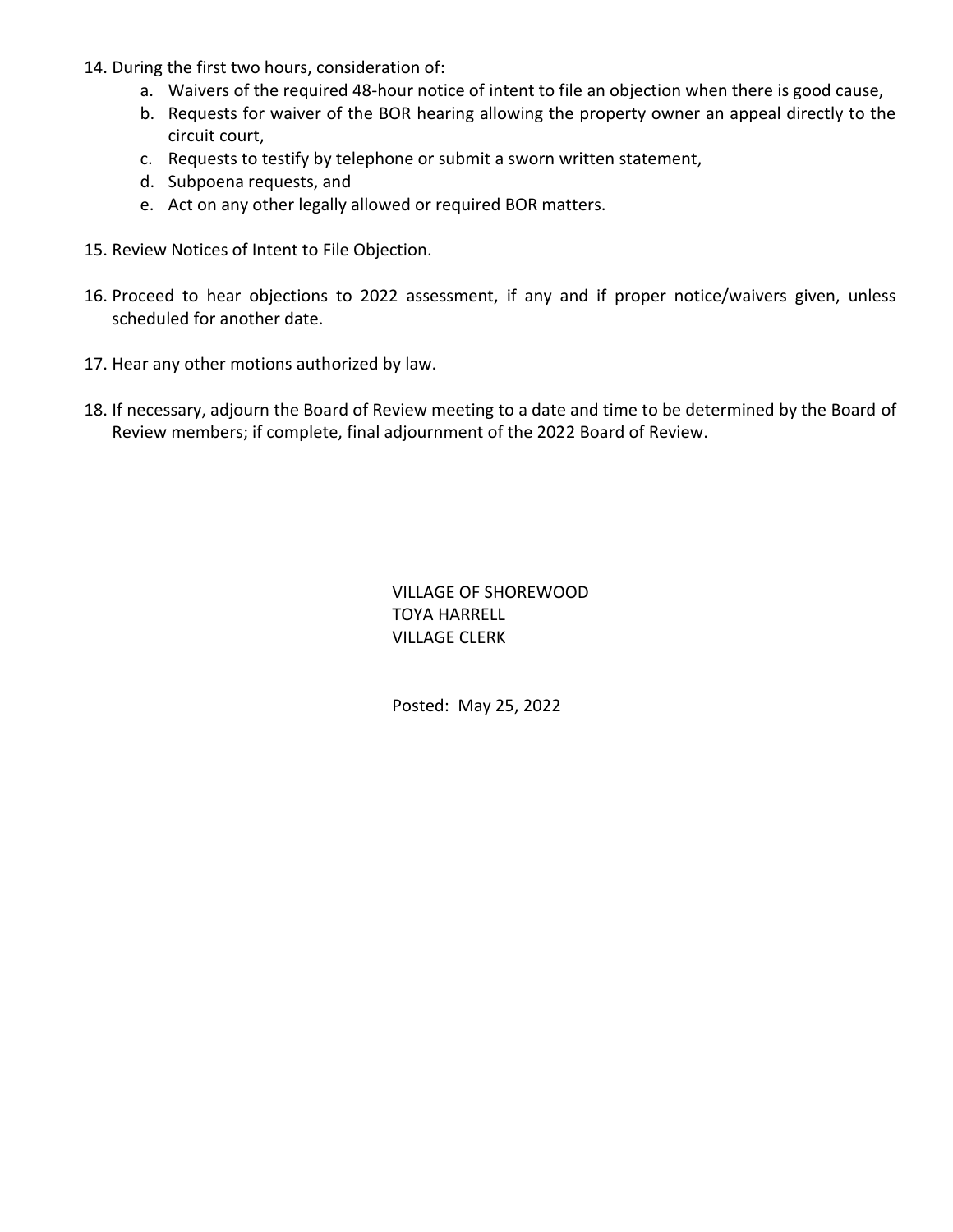14. During the first two hours, consideration of:
    a. Waivers of the required 48-hour notice of intent to file an objection when there is good cause,
    b. Requests for waiver of the BOR hearing allowing the property owner an appeal directly to the circuit court,
    c. Requests to testify by telephone or submit a sworn written statement,
    d. Subpoena requests, and
    e. Act on any other legally allowed or required BOR matters.

15. Review Notices of Intent to File Objection.

16. Proceed to hear objections to 2022 assessment, if any and if proper notice/waivers given, unless scheduled for another date.

17. Hear any other motions authorized by law.

18. If necessary, adjourn the Board of Review meeting to a date and time to be determined by the Board of Review members; if complete, final adjournment of the 2022 Board of Review.

VILLAGE OF SHOREWOOD
TOYA HARRELL
VILLAGE CLERK

Posted: May 25, 2022